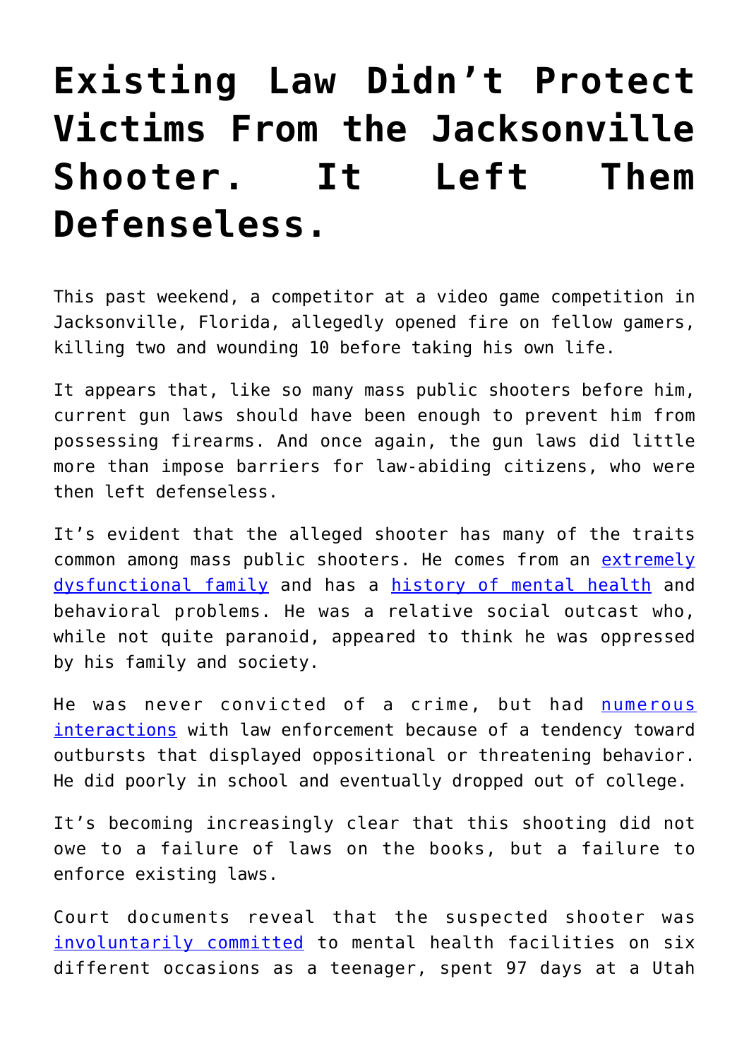# Existing Law Didn't Protect Victims From the Jacksonville Shooter. It Left Them Defenseless.

This past weekend, a competitor at a video game competition in Jacksonville, Florida, allegedly opened fire on fellow gamers, killing two and wounding 10 before taking his own life.

It appears that, like so many mass public shooters before him, current gun laws should have been enough to prevent him from possessing firearms. And once again, the gun laws did little more than impose barriers for law-abiding citizens, who were then left defenseless.

It's evident that the alleged shooter has many of the traits common among mass public shooters. He comes from an extremely dysfunctional family and has a history of mental health and behavioral problems. He was a relative social outcast who, while not quite paranoid, appeared to think he was oppressed by his family and society.

He was never convicted of a crime, but had numerous interactions with law enforcement because of a tendency toward outbursts that displayed oppositional or threatening behavior. He did poorly in school and eventually dropped out of college.

It's becoming increasingly clear that this shooting did not owe to a failure of laws on the books, but a failure to enforce existing laws.

Court documents reveal that the suspected shooter was involuntarily committed to mental health facilities on six different occasions as a teenager, spent 97 days at a Utah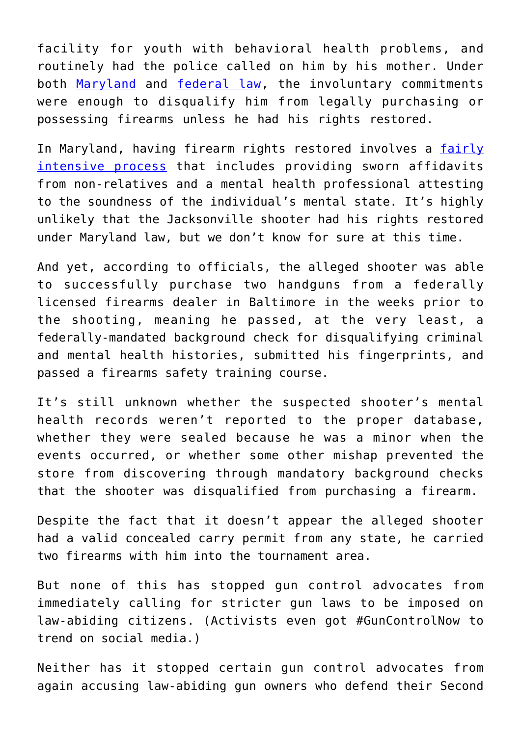facility for youth with behavioral health problems, and routinely had the police called on him by his mother. Under both Maryland and federal law, the involuntary commitments were enough to disqualify him from legally purchasing or possessing firearms unless he had his rights restored.

In Maryland, having firearm rights restored involves a fairly intensive process that includes providing sworn affidavits from non-relatives and a mental health professional attesting to the soundness of the individual's mental state. It's highly unlikely that the Jacksonville shooter had his rights restored under Maryland law, but we don't know for sure at this time.

And yet, according to officials, the alleged shooter was able to successfully purchase two handguns from a federally licensed firearms dealer in Baltimore in the weeks prior to the shooting, meaning he passed, at the very least, a federally-mandated background check for disqualifying criminal and mental health histories, submitted his fingerprints, and passed a firearms safety training course.

It's still unknown whether the suspected shooter's mental health records weren't reported to the proper database, whether they were sealed because he was a minor when the events occurred, or whether some other mishap prevented the store from discovering through mandatory background checks that the shooter was disqualified from purchasing a firearm.

Despite the fact that it doesn't appear the alleged shooter had a valid concealed carry permit from any state, he carried two firearms with him into the tournament area.

But none of this has stopped gun control advocates from immediately calling for stricter gun laws to be imposed on law-abiding citizens. (Activists even got #GunControlNow to trend on social media.)

Neither has it stopped certain gun control advocates from again accusing law-abiding gun owners who defend their Second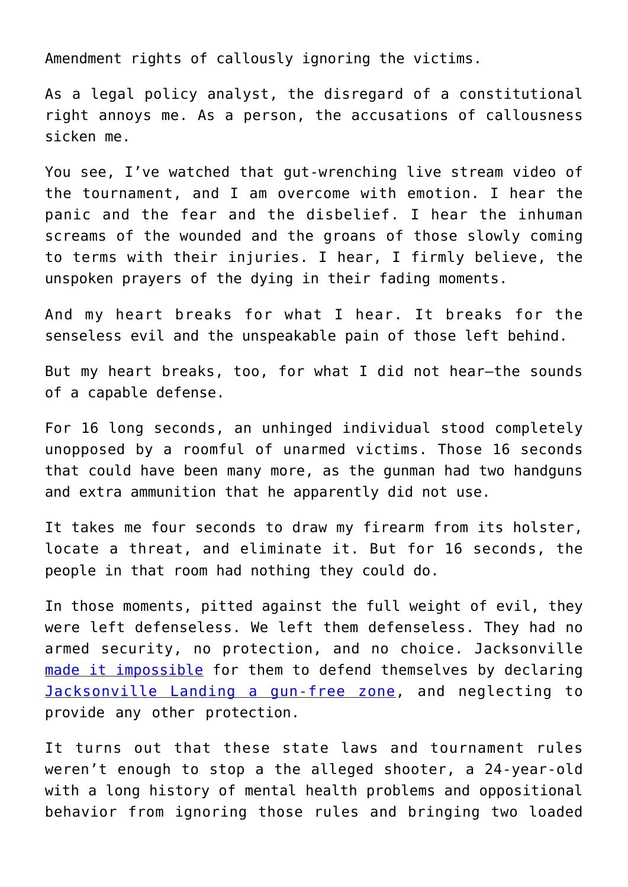Amendment rights of callously ignoring the victims.

As a legal policy analyst, the disregard of a constitutional right annoys me. As a person, the accusations of callousness sicken me.

You see, I’ve watched that gut-wrenching live stream video of the tournament, and I am overcome with emotion. I hear the panic and the fear and the disbelief. I hear the inhuman screams of the wounded and the groans of those slowly coming to terms with their injuries. I hear, I firmly believe, the unspoken prayers of the dying in their fading moments.

And my heart breaks for what I hear. It breaks for the senseless evil and the unspeakable pain of those left behind.

But my heart breaks, too, for what I did not hear—the sounds of a capable defense.

For 16 long seconds, an unhinged individual stood completely unopposed by a roomful of unarmed victims. Those 16 seconds that could have been many more, as the gunman had two handguns and extra ammunition that he apparently did not use.

It takes me four seconds to draw my firearm from its holster, locate a threat, and eliminate it. But for 16 seconds, the people in that room had nothing they could do.

In those moments, pitted against the full weight of evil, they were left defenseless. We left them defenseless. They had no armed security, no protection, and no choice. Jacksonville [made it impossible] for them to defend themselves by declaring [Jacksonville Landing a gun-free zone], and neglecting to provide any other protection.

It turns out that these state laws and tournament rules weren’t enough to stop a the alleged shooter, a 24-year-old with a long history of mental health problems and oppositional behavior from ignoring those rules and bringing two loaded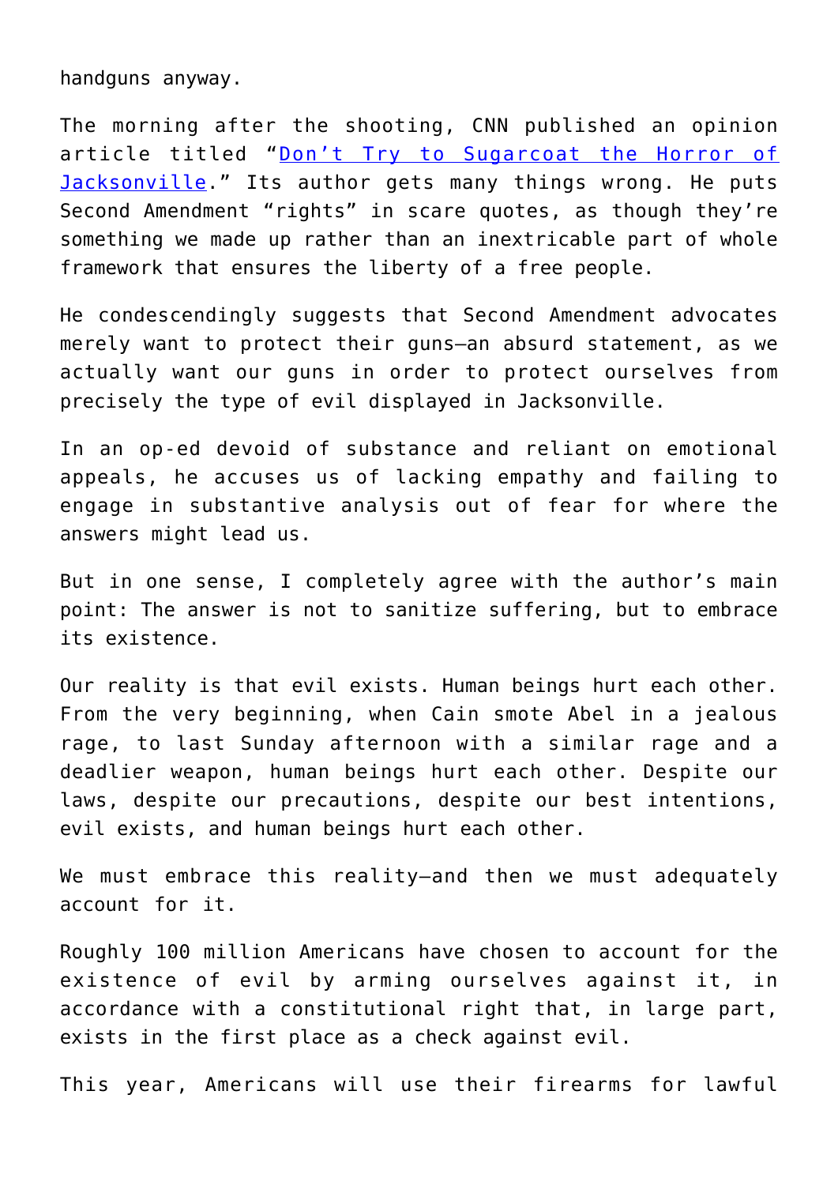handguns anyway.

The morning after the shooting, CNN published an opinion article titled "[Don't Try to Sugarcoat the Horror of Jacksonville]()." Its author gets many things wrong. He puts Second Amendment "rights" in scare quotes, as though they're something we made up rather than an inextricable part of whole framework that ensures the liberty of a free people.

He condescendingly suggests that Second Amendment advocates merely want to protect their guns—an absurd statement, as we actually want our guns in order to protect ourselves from precisely the type of evil displayed in Jacksonville.

In an op-ed devoid of substance and reliant on emotional appeals, he accuses us of lacking empathy and failing to engage in substantive analysis out of fear for where the answers might lead us.

But in one sense, I completely agree with the author's main point: The answer is not to sanitize suffering, but to embrace its existence.

Our reality is that evil exists. Human beings hurt each other. From the very beginning, when Cain smote Abel in a jealous rage, to last Sunday afternoon with a similar rage and a deadlier weapon, human beings hurt each other. Despite our laws, despite our precautions, despite our best intentions, evil exists, and human beings hurt each other.

We must embrace this reality—and then we must adequately account for it.

Roughly 100 million Americans have chosen to account for the existence of evil by arming ourselves against it, in accordance with a constitutional right that, in large part, exists in the first place as a check against evil.

This year, Americans will use their firearms for lawful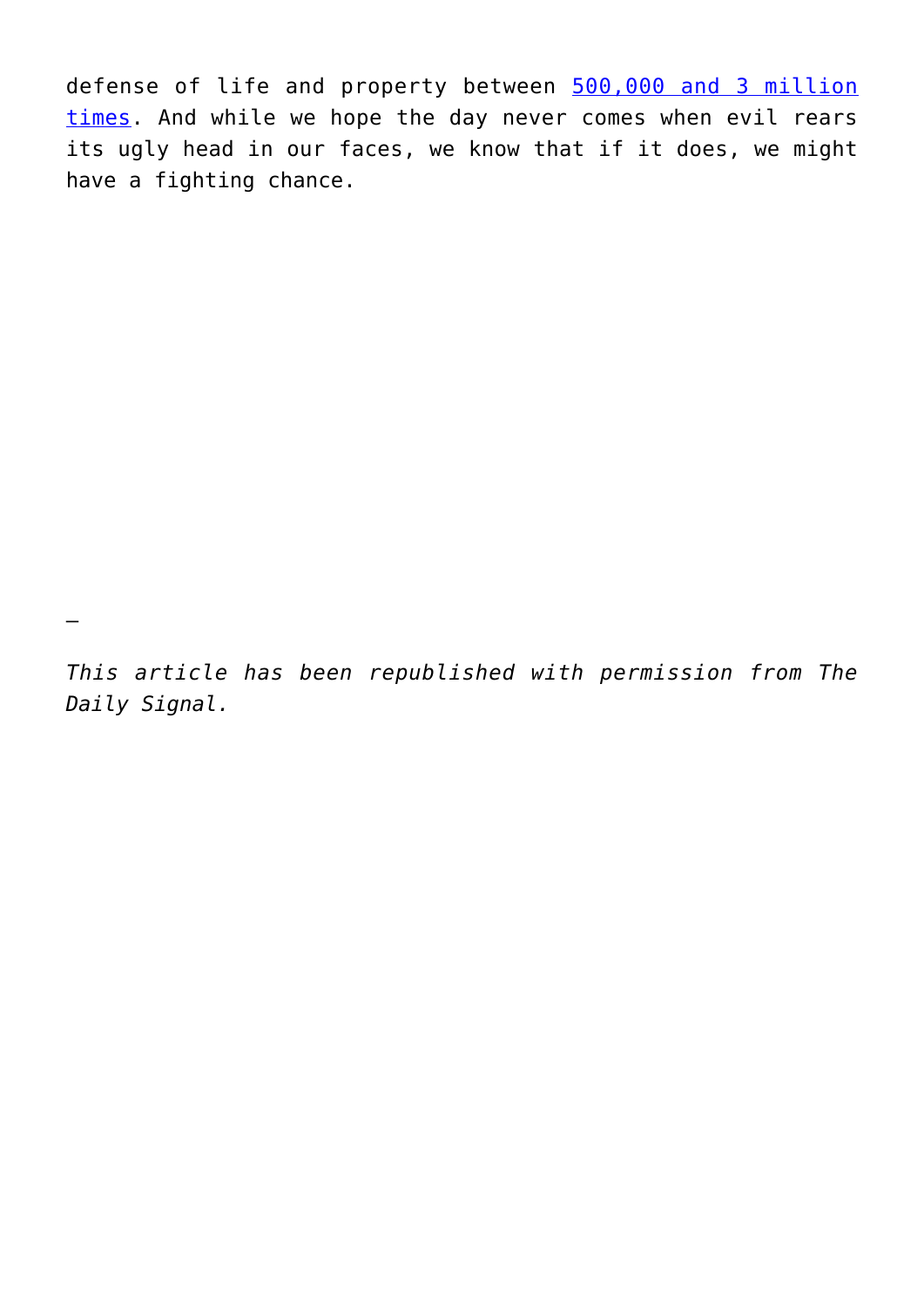defense of life and property between [500,000 and 3 million times]. And while we hope the day never comes when evil rears its ugly head in our faces, we know that if it does, we might have a fighting chance.

—

*This article has been republished with permission from The Daily Signal.*